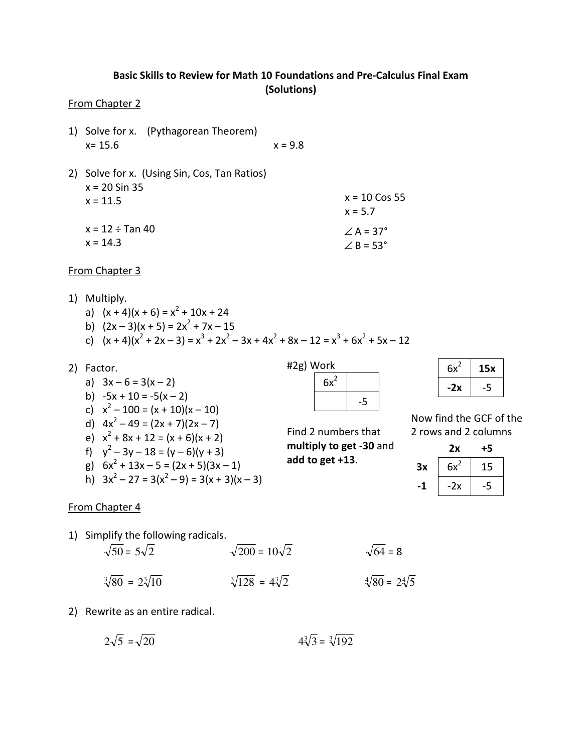# Basic Skills to Review for Math 10 Foundations and Pre-Calculus Final Exam
## (Solutions)

From Chapter 2

1) Solve for x. (Pythagorean Theorem)
   x= 15.6 &nbsp;&nbsp;&nbsp;&nbsp;&nbsp;&nbsp;&nbsp;&nbsp; x = 9.8

2) Solve for x. (Using Sin, Cos, Tan Ratios)
   x = 20 Sin 35
   x = 11.5

   x = 10 Cos 55
   x = 5.7

   x = 12 ÷ Tan 40
   x = 14.3

   $\angle$A = 37°
   $\angle$B = 53°

From Chapter 3

1) Multiply.
   a) $(x + 4)(x + 6) = x^2 + 10x + 24$
   b) $(2x – 3)(x + 5) = 2x^2 + 7x – 15$
   c) $(x + 4)(x^2 + 2x – 3) = x^3 + 2x^2 – 3x + 4x^2 + 8x – 12 = x^3 + 6x^2 + 5x – 12$

2) Factor.
   a) $3x – 6 = 3(x – 2)$
   b) $-5x + 10 = -5(x – 2)$
   c) $x^2 – 100 = (x + 10)(x – 10)$
   d) $4x^2 – 49 = (2x + 7)(2x – 7)$
   e) $x^2 + 8x + 12 = (x + 6)(x + 2)$
   f) $y^2 – 3y – 18 = (y – 6)(y + 3)$
   g) $6x^2 + 13x – 5 = (2x + 5)(3x – 1)$
   h) $3x^2 – 27 = 3(x^2 – 9) = 3(x + 3)(x – 3)$

#2g) Work

| $6x^2$ | |
|---|---|
| | -5 |

Find 2 numbers that **multiply to get -30** and **add to get +13**.

| $6x^2$ | **15x** |
|---|---|
| **-2x** | -5 |

Now find the GCF of the 2 rows and 2 columns

| | **2x** | **+5** |
|---|---|---|
| **3x** | $6x^2$ | 15 |
| **-1** | -2x | -5 |

From Chapter 4

1) Simplify the following radicals.

   $\sqrt{50} = 5\sqrt{2}$ &nbsp;&nbsp;&nbsp;&nbsp; $\sqrt{200} = 10\sqrt{2}$ &nbsp;&nbsp;&nbsp;&nbsp; $\sqrt{64} = 8$

   $\sqrt[3]{80} = 2\sqrt[3]{10}$ &nbsp;&nbsp;&nbsp;&nbsp; $\sqrt[3]{128} = 4\sqrt[3]{2}$ &nbsp;&nbsp;&nbsp;&nbsp; $\sqrt[4]{80} = 2\sqrt[4]{5}$

2) Rewrite as an entire radical.

   $2\sqrt{5} = \sqrt{20}$ &nbsp;&nbsp;&nbsp;&nbsp; $4\sqrt[3]{3} = \sqrt[3]{192}$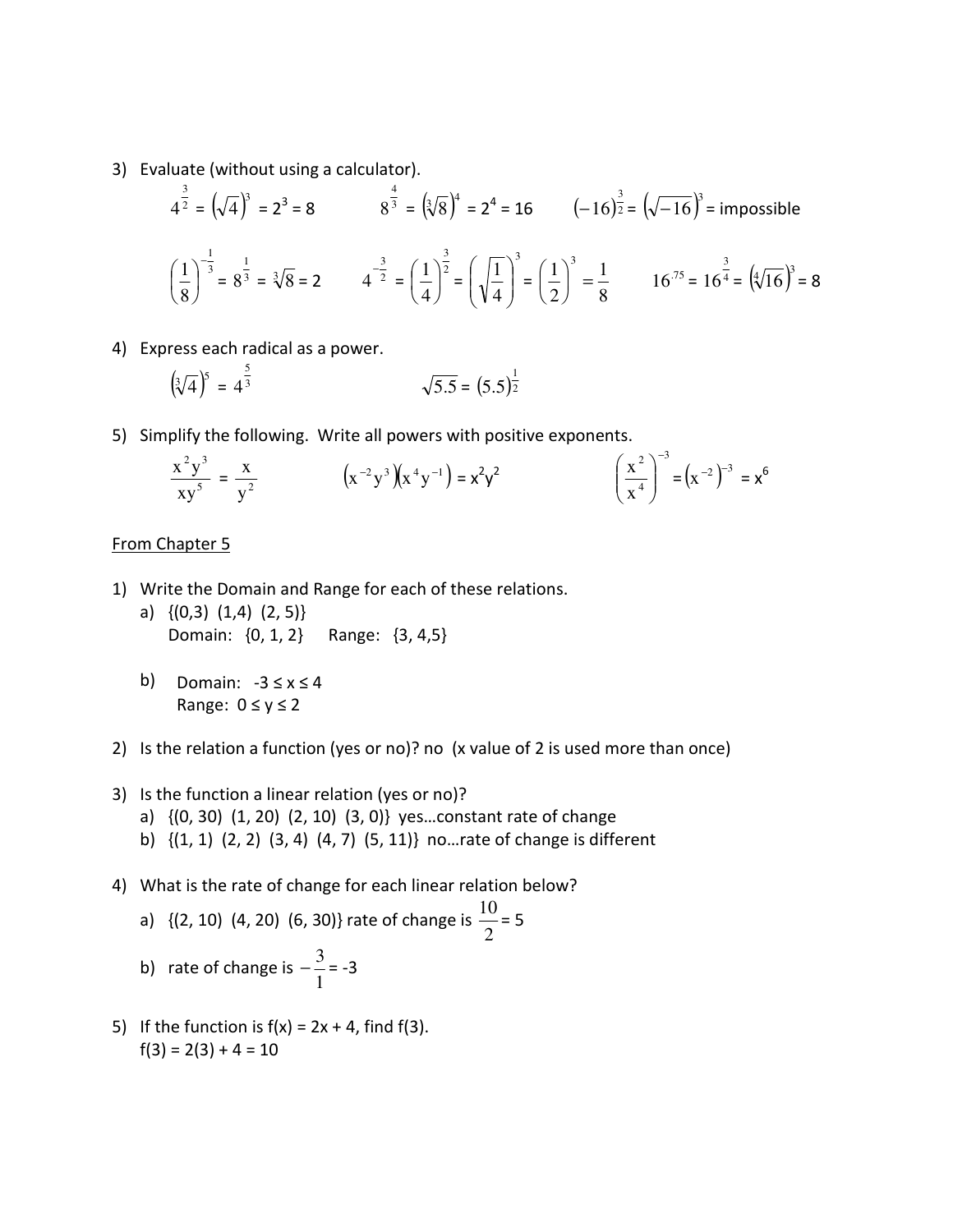3) Evaluate (without using a calculator).

$4^{\frac{3}{2}} = \left(\sqrt{4}\right)^3 = 2^3 = 8$ $\qquad$ $8^{\frac{4}{3}} = \left(\sqrt[3]{8}\right)^4 = 2^4 = 16$ $\qquad$ $(-16)^{\frac{3}{2}} = \left(\sqrt{-16}\right)^3 =$ impossible

$\left(\frac{1}{8}\right)^{-\frac{1}{3}} = 8^{\frac{1}{3}} = \sqrt[3]{8} = 2$ $\qquad$ $4^{-\frac{3}{2}} = \left(\frac{1}{4}\right)^{\frac{3}{2}} = \left(\sqrt{\frac{1}{4}}\right)^3 = \left(\frac{1}{2}\right)^3 = \frac{1}{8}$ $\qquad$ $16^{.75} = 16^{\frac{3}{4}} = \left(\sqrt[4]{16}\right)^3 = 8$

4) Express each radical as a power.

$\left(\sqrt[3]{4}\right)^5 = 4^{\frac{5}{3}}$ $\qquad$ $\sqrt{5.5} = (5.5)^{\frac{1}{2}}$

5) Simplify the following. Write all powers with positive exponents.

$\frac{x^2y^3}{xy^5} = \frac{x}{y^2}$ $\qquad$ $\left(x^{-2}y^3\right)\left(x^4y^{-1}\right) = x^2y^2$ $\qquad$ $\left(\frac{x^2}{x^4}\right)^{-3} = \left(x^{-2}\right)^{-3} = x^6$

From Chapter 5

1) Write the Domain and Range for each of these relations.
   a) {(0,3) (1,4) (2, 5)}
      Domain: {0, 1, 2} Range: {3, 4,5}

   b) Domain: $-3 \le x \le 4$
      Range: $0 \le y \le 2$

2) Is the relation a function (yes or no)? no (x value of 2 is used more than once)

3) Is the function a linear relation (yes or no)?
   a) {(0, 30) (1, 20) (2, 10) (3, 0)} yes…constant rate of change
   b) {(1, 1) (2, 2) (3, 4) (4, 7) (5, 11)} no…rate of change is different

4) What is the rate of change for each linear relation below?
   a) {(2, 10) (4, 20) (6, 30)} rate of change is $\frac{10}{2} = 5$

   b) rate of change is $-\frac{3}{1} = -3$

5) If the function is $f(x) = 2x + 4$, find $f(3)$.
   $f(3) = 2(3) + 4 = 10$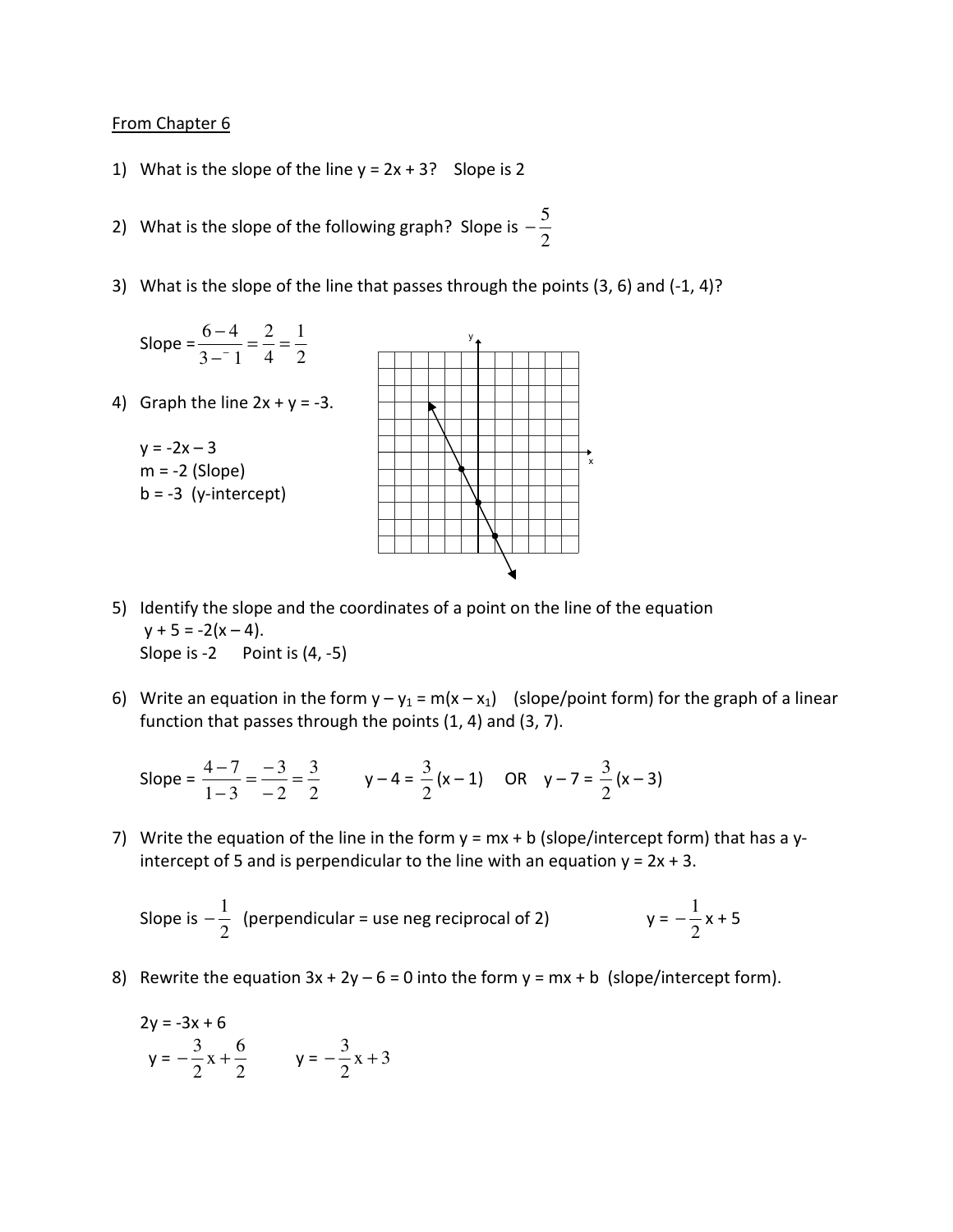From Chapter 6

1) What is the slope of the line $y = 2x + 3$? Slope is 2

2) What is the slope of the following graph? Slope is $-\frac{5}{2}$

3) What is the slope of the line that passes through the points (3, 6) and (-1, 4)?

   Slope $= \frac{6-4}{3-^{-}1} = \frac{2}{4} = \frac{1}{2}$

4) Graph the line $2x + y = -3$.

   $y = -2x - 3$
   $m = -2$ (Slope)
   $b = -3$ (y-intercept)

5) Identify the slope and the coordinates of a point on the line of the equation $y + 5 = -2(x - 4)$.
   Slope is -2 Point is (4, -5)

6) Write an equation in the form $y - y_1 = m(x - x_1)$ (slope/point form) for the graph of a linear function that passes through the points (1, 4) and (3, 7).

   Slope $= \frac{4-7}{1-3} = \frac{-3}{-2} = \frac{3}{2}$ $y - 4 = \frac{3}{2}(x - 1)$ OR $y - 7 = \frac{3}{2}(x - 3)$

7) Write the equation of the line in the form $y = mx + b$ (slope/intercept form) that has a y-intercept of 5 and is perpendicular to the line with an equation $y = 2x + 3$.

   Slope is $-\frac{1}{2}$ (perpendicular = use neg reciprocal of 2) $y = -\frac{1}{2}x + 5$

8) Rewrite the equation $3x + 2y - 6 = 0$ into the form $y = mx + b$ (slope/intercept form).

   $2y = -3x + 6$
   $y = -\frac{3}{2}x + \frac{6}{2}$ $y = -\frac{3}{2}x + 3$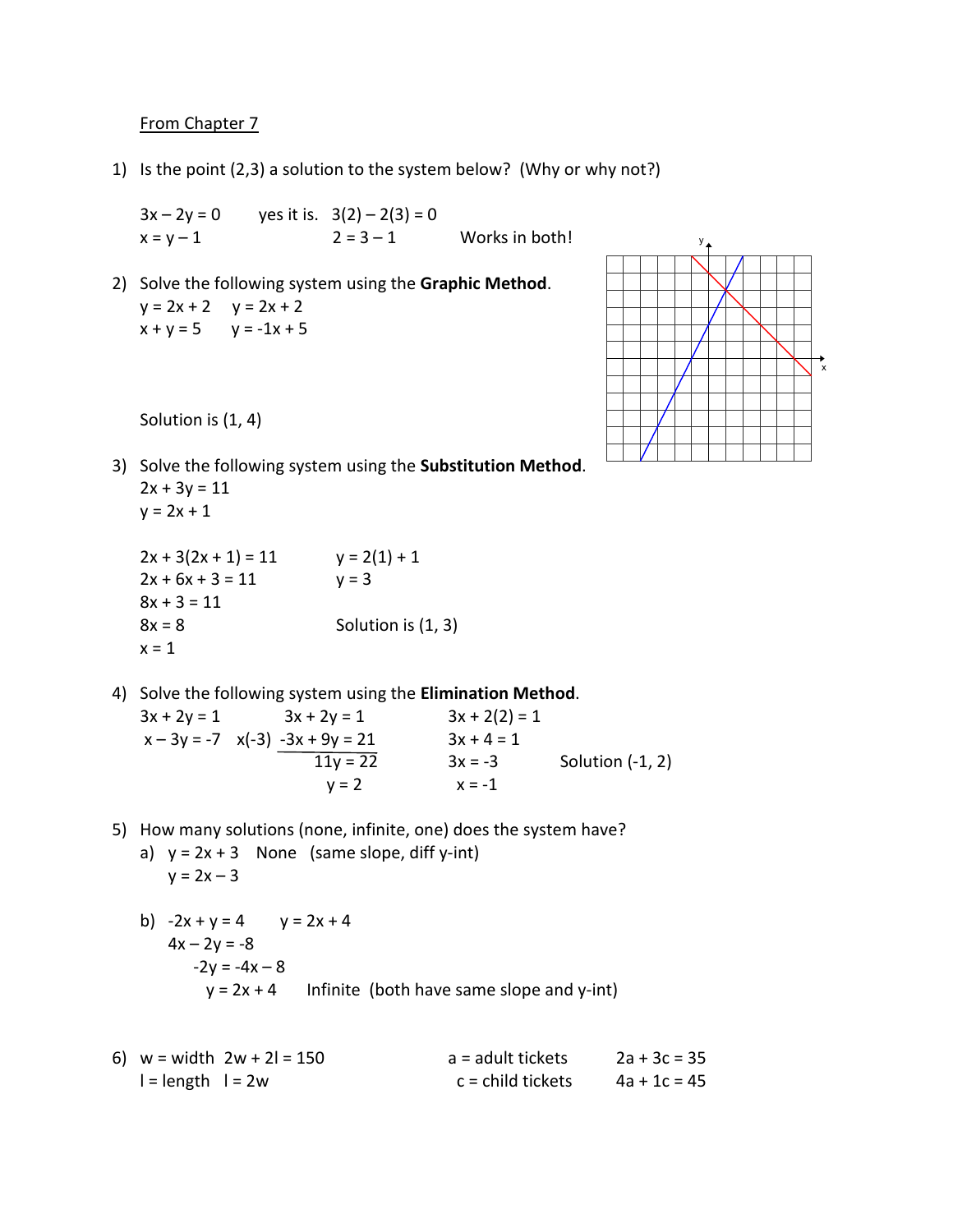From Chapter 7

1) Is the point (2,3) a solution to the system below? (Why or why not?)

$3x - 2y = 0$ yes it is. $3(2) - 2(3) = 0$

$x = y - 1$ $2 = 3 - 1$ Works in both!

2) Solve the following system using the **Graphic Method**.

$y = 2x + 2$ $y = 2x + 2$

$x + y = 5$ $y = -1x + 5$

y

x

Solution is (1, 4)

3) Solve the following system using the **Substitution Method**.

$2x + 3y = 11$

$y = 2x + 1$

$2x + 3(2x + 1) = 11$ $y = 2(1) + 1$

$2x + 6x + 3 = 11$ $y = 3$

$8x + 3 = 11$

$8x = 8$ Solution is (1, 3)

$x = 1$

4) Solve the following system using the **Elimination Method**.

$3x + 2y = 1$ $3x + 2y = 1$ $3x + 2(2) = 1$

$x - 3y = -7$ x(-3) $-3x + 9y = 21$ $3x + 4 = 1$

$11y = 22$ $3x = -3$ Solution (-1, 2)

$y = 2$ $x = -1$

5) How many solutions (none, infinite, one) does the system have?

a) $y = 2x + 3$ None (same slope, diff y-int)

$y = 2x - 3$

b) $-2x + y = 4$ $y = 2x + 4$

$4x - 2y = -8$

$-2y = -4x - 8$

$y = 2x + 4$ Infinite (both have same slope and y-int)

6) w = width $2w + 2l = 150$ a = adult tickets $2a + 3c = 35$

l = length $l = 2w$ c = child tickets $4a + 1c = 45$